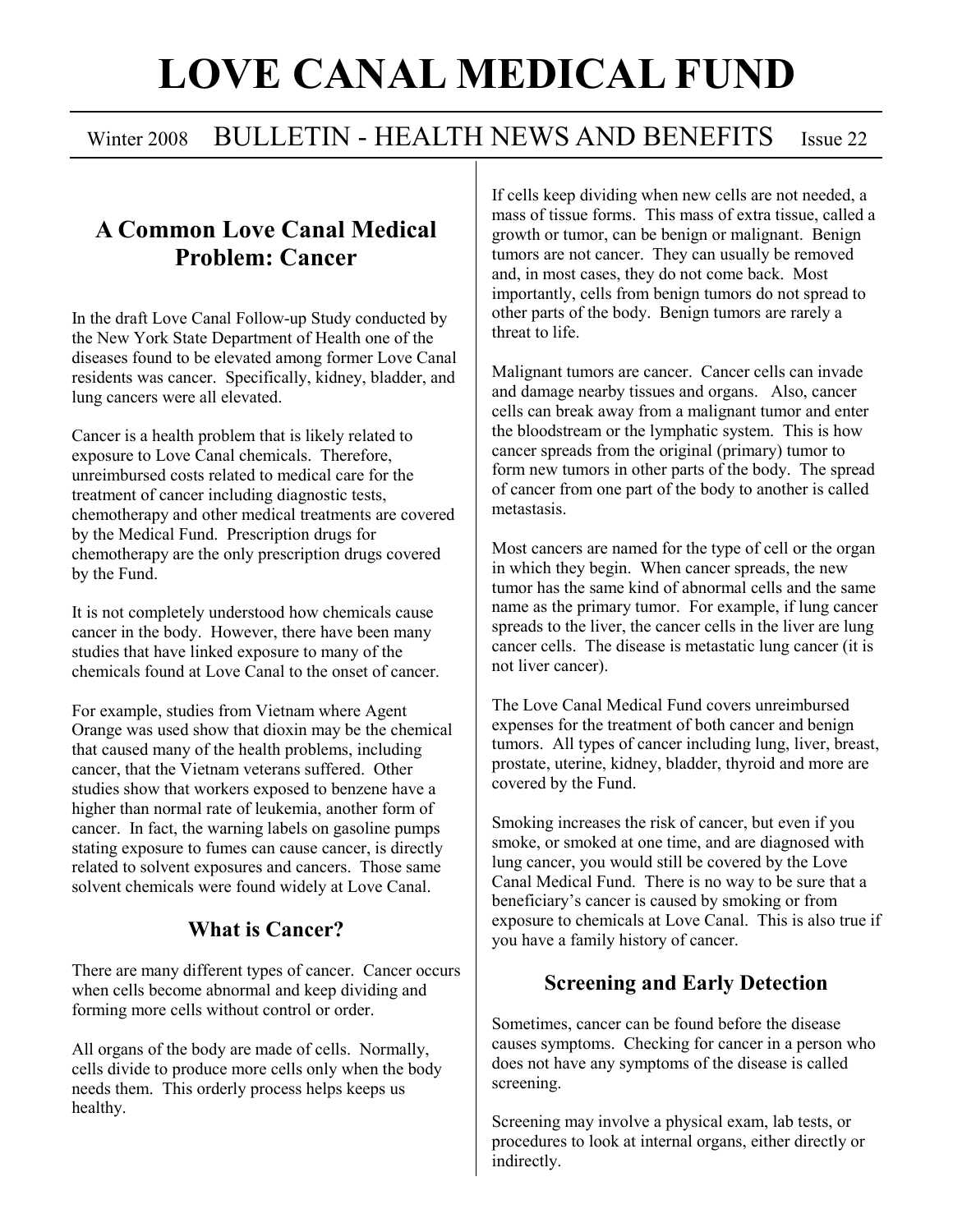# LOVE CANAL MEDICAL FUND

Winter 2008 BULLETIN - HEALTH NEWS AND BENEFITS Issue 22

## A Common Love Canal Medical Problem: Cancer

In the draft Love Canal Follow-up Study conducted by the New York State Department of Health one of the diseases found to be elevated among former Love Canal residents was cancer. Specifically, kidney, bladder, and lung cancers were all elevated.

Cancer is a health problem that is likely related to exposure to Love Canal chemicals. Therefore, unreimbursed costs related to medical care for the treatment of cancer including diagnostic tests, chemotherapy and other medical treatments are covered by the Medical Fund. Prescription drugs for chemotherapy are the only prescription drugs covered by the Fund.

It is not completely understood how chemicals cause cancer in the body. However, there have been many studies that have linked exposure to many of the chemicals found at Love Canal to the onset of cancer.

For example, studies from Vietnam where Agent Orange was used show that dioxin may be the chemical that caused many of the health problems, including cancer, that the Vietnam veterans suffered. Other studies show that workers exposed to benzene have a higher than normal rate of leukemia, another form of cancer. In fact, the warning labels on gasoline pumps stating exposure to fumes can cause cancer, is directly related to solvent exposures and cancers. Those same solvent chemicals were found widely at Love Canal.

### What is Cancer?

There are many different types of cancer. Cancer occurs when cells become abnormal and keep dividing and forming more cells without control or order.

All organs of the body are made of cells. Normally, cells divide to produce more cells only when the body needs them. This orderly process helps keeps us healthy.

If cells keep dividing when new cells are not needed, a mass of tissue forms. This mass of extra tissue, called a growth or tumor, can be benign or malignant. Benign tumors are not cancer. They can usually be removed and, in most cases, they do not come back. Most importantly, cells from benign tumors do not spread to other parts of the body. Benign tumors are rarely a threat to life.

Malignant tumors are cancer. Cancer cells can invade and damage nearby tissues and organs. Also, cancer cells can break away from a malignant tumor and enter the bloodstream or the lymphatic system. This is how cancer spreads from the original (primary) tumor to form new tumors in other parts of the body. The spread of cancer from one part of the body to another is called metastasis.

Most cancers are named for the type of cell or the organ in which they begin. When cancer spreads, the new tumor has the same kind of abnormal cells and the same name as the primary tumor. For example, if lung cancer spreads to the liver, the cancer cells in the liver are lung cancer cells. The disease is metastatic lung cancer (it is not liver cancer).

The Love Canal Medical Fund covers unreimbursed expenses for the treatment of both cancer and benign tumors. All types of cancer including lung, liver, breast, prostate, uterine, kidney, bladder, thyroid and more are covered by the Fund.

Smoking increases the risk of cancer, but even if you smoke, or smoked at one time, and are diagnosed with lung cancer, you would still be covered by the Love Canal Medical Fund. There is no way to be sure that a beneficiary's cancer is caused by smoking or from exposure to chemicals at Love Canal. This is also true if you have a family history of cancer.

### Screening and Early Detection

Sometimes, cancer can be found before the disease causes symptoms. Checking for cancer in a person who does not have any symptoms of the disease is called screening.

Screening may involve a physical exam, lab tests, or procedures to look at internal organs, either directly or indirectly.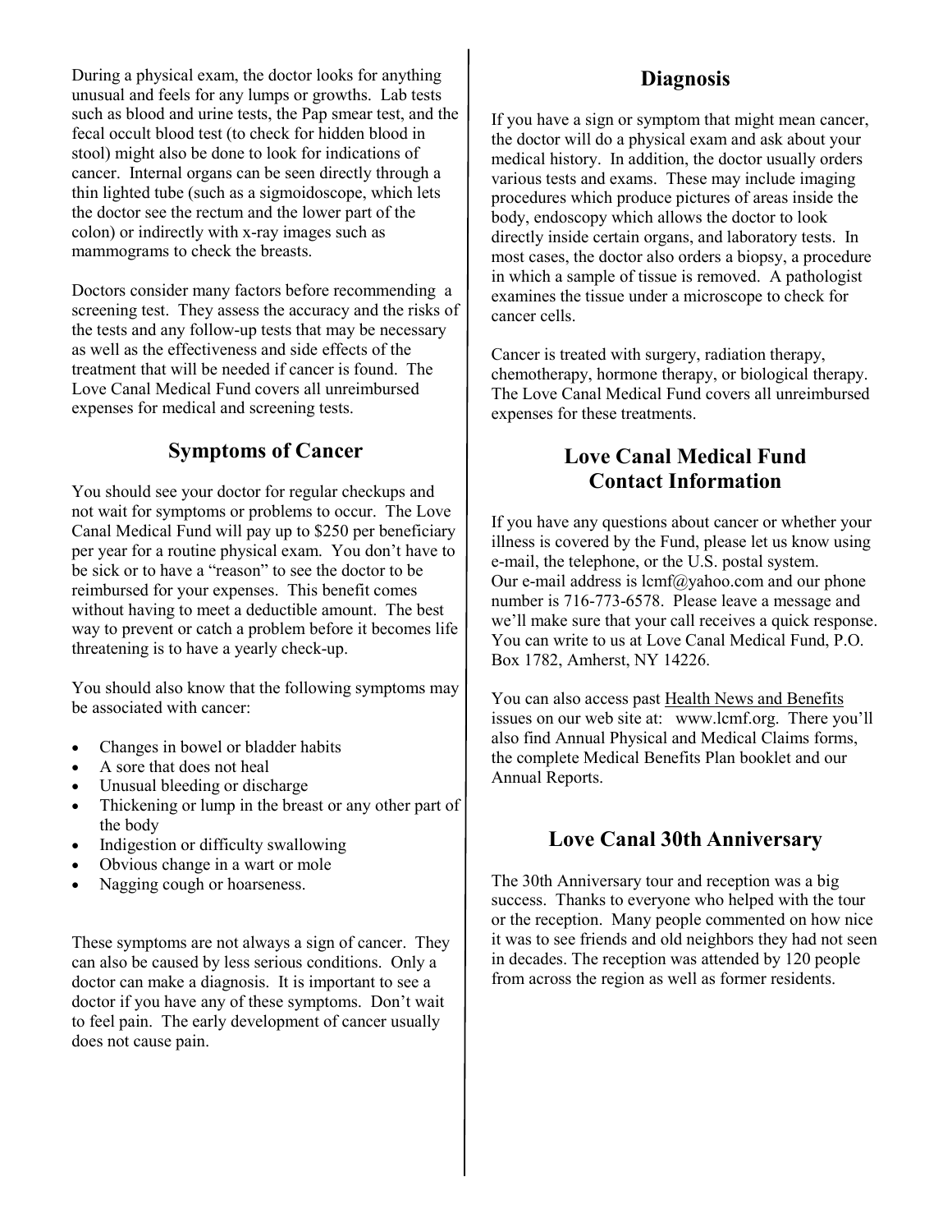During a physical exam, the doctor looks for anything unusual and feels for any lumps or growths. Lab tests such as blood and urine tests, the Pap smear test, and the fecal occult blood test (to check for hidden blood in stool) might also be done to look for indications of cancer. Internal organs can be seen directly through a thin lighted tube (such as a sigmoidoscope, which lets the doctor see the rectum and the lower part of the colon) or indirectly with x-ray images such as mammograms to check the breasts.

Doctors consider many factors before recommending a screening test. They assess the accuracy and the risks of the tests and any follow-up tests that may be necessary as well as the effectiveness and side effects of the treatment that will be needed if cancer is found. The Love Canal Medical Fund covers all unreimbursed expenses for medical and screening tests.

## Symptoms of Cancer

You should see your doctor for regular checkups and not wait for symptoms or problems to occur. The Love Canal Medical Fund will pay up to $250 per beneficiary per year for a routine physical exam. You don't have to be sick or to have a "reason" to see the doctor to be reimbursed for your expenses. This benefit comes without having to meet a deductible amount. The best way to prevent or catch a problem before it becomes life threatening is to have a yearly check-up.

You should also know that the following symptoms may be associated with cancer:

- Changes in bowel or bladder habits
- A sore that does not heal
- Unusual bleeding or discharge
- Thickening or lump in the breast or any other part of the body
- Indigestion or difficulty swallowing
- Obvious change in a wart or mole
- Nagging cough or hoarseness.

These symptoms are not always a sign of cancer. They can also be caused by less serious conditions. Only a doctor can make a diagnosis. It is important to see a doctor if you have any of these symptoms. Don't wait to feel pain. The early development of cancer usually does not cause pain.

## Diagnosis

If you have a sign or symptom that might mean cancer, the doctor will do a physical exam and ask about your medical history. In addition, the doctor usually orders various tests and exams. These may include imaging procedures which produce pictures of areas inside the body, endoscopy which allows the doctor to look directly inside certain organs, and laboratory tests. In most cases, the doctor also orders a biopsy, a procedure in which a sample of tissue is removed. A pathologist examines the tissue under a microscope to check for cancer cells.

Cancer is treated with surgery, radiation therapy, chemotherapy, hormone therapy, or biological therapy. The Love Canal Medical Fund covers all unreimbursed expenses for these treatments.

## Love Canal Medical Fund Contact Information

If you have any questions about cancer or whether your illness is covered by the Fund, please let us know using e-mail, the telephone, or the U.S. postal system. Our e-mail address is lcmf@yahoo.com and our phone number is 716-773-6578. Please leave a message and we'll make sure that your call receives a quick response. You can write to us at Love Canal Medical Fund, P.O. Box 1782, Amherst, NY 14226.

You can also access past Health News and Benefits issues on our web site at: www.lcmf.org. There you'll also find Annual Physical and Medical Claims forms, the complete Medical Benefits Plan booklet and our Annual Reports.

## Love Canal 30th Anniversary

The 30th Anniversary tour and reception was a big success. Thanks to everyone who helped with the tour or the reception. Many people commented on how nice it was to see friends and old neighbors they had not seen in decades. The reception was attended by 120 people from across the region as well as former residents.